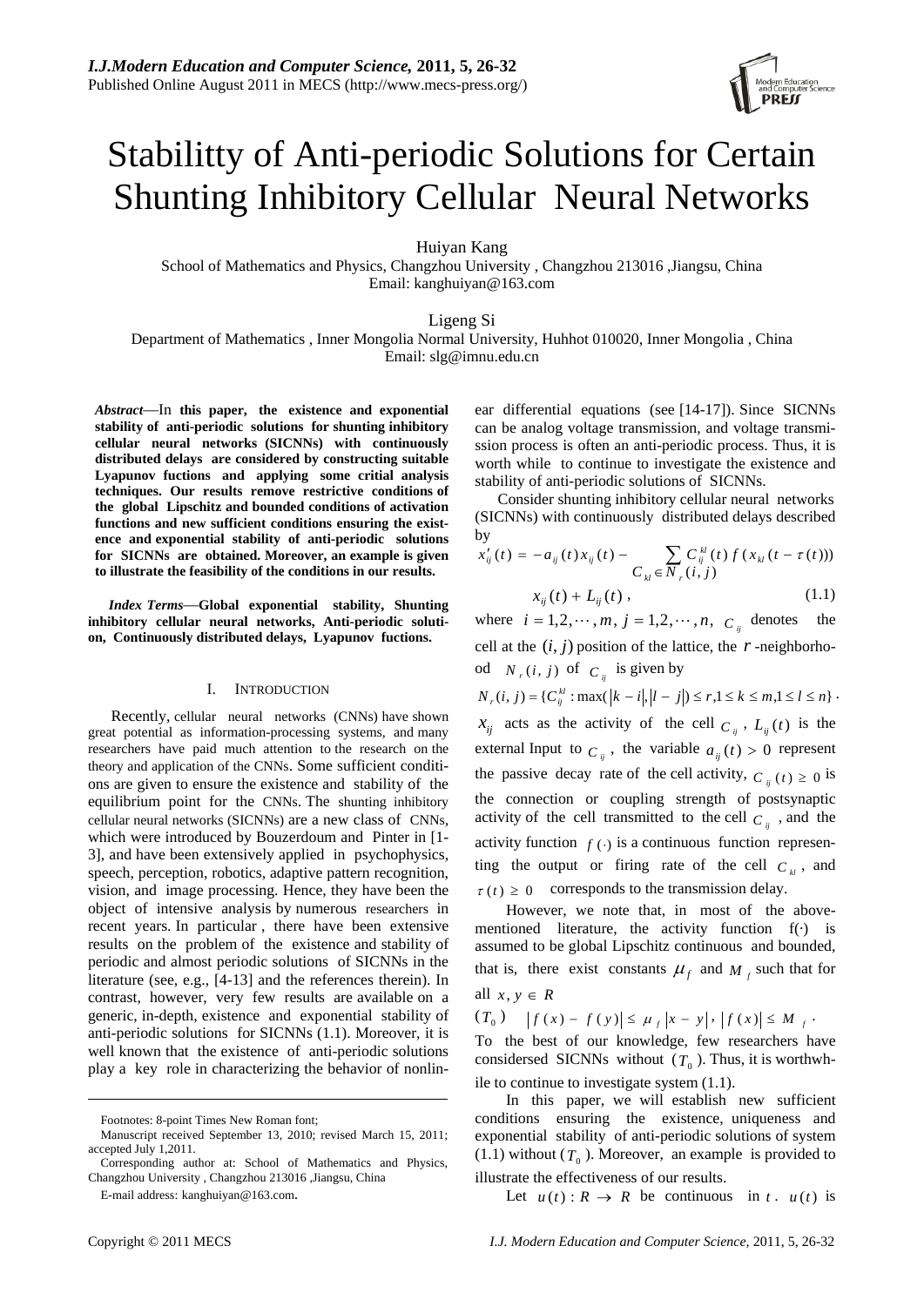# Stabilitty of Anti-periodic Solutions for Certain Shunting Inhibitory Cellular Neural Networks

Huiyan Kang
School of Mathematics and Physics, Changzhou University , Changzhou 213016 ,Jiangsu, China
Email: kanghuiyan@163.com

Ligeng Si
Department of Mathematics , Inner Mongolia Normal University, Huhhot 010020, Inner Mongolia , China
Email: slg@imnu.edu.cn

***Abstract*—In this paper, the existence and exponential stability of anti-periodic solutions for shunting inhibitory cellular neural networks (SICNNs) with continuously distributed delays are considered by constructing suitable Lyapunov fuctions and applying some critial analysis techniques. Our results remove restrictive conditions of the global Lipschitz and bounded conditions of activation functions and new sufficient conditions ensuring the existence and exponential stability of anti-periodic solutions for SICNNs are obtained. Moreover, an example is given to illustrate the feasibility of the conditions in our results.**

***Index Terms*—Global exponential stability, Shunting inhibitory cellular neural networks, Anti-periodic solution, Continuously distributed delays, Lyapunov fuctions.**

## I. Introduction

Recently, cellular neural networks (CNNs) have shown great potential as information-processing systems, and many researchers have paid much attention to the research on the theory and application of the CNNs. Some sufficient conditions are given to ensure the existence and stability of the equilibrium point for the CNNs. The shunting inhibitory cellular neural networks (SICNNs) are a new class of CNNs, which were introduced by Bouzerdoum and Pinter in [1-3], and have been extensively applied in psychophysics, speech, perception, robotics, adaptive pattern recognition, vision, and image processing. Hence, they have been the object of intensive analysis by numerous researchers in recent years. In particular , there have been extensive results on the problem of the existence and stability of periodic and almost periodic solutions of SICNNs in the literature (see, e.g., [4-13] and the references therein). In contrast, however, very few results are available on a generic, in-depth, existence and exponential stability of anti-periodic solutions for SICNNs (1.1). Moreover, it is well known that the existence of anti-periodic solutions play a key role in characterizing the behavior of nonlinear differential equations (see [14-17]). Since SICNNs can be analog voltage transmission, and voltage transmission process is often an anti-periodic process. Thus, it is worth while to continue to investigate the existence and stability of anti-periodic solutions of SICNNs.

Consider shunting inhibitory cellular neural networks (SICNNs) with continuously distributed delays described by

$$x_{ij}'(t) = -a_{ij}(t)x_{ij}(t) - \sum_{C_{kl}\in N_r(i,j)} C_{ij}^{kl}(t)\, f(x_{kl}(t-\tau(t)))\, x_{ij}(t) + L_{ij}(t)\,, \tag{1.1}$$

where $i = 1,2,\cdots,m,\ j = 1,2,\cdots,n,\ C_{ij}$ denotes the cell at the $(i, j)$ position of the lattice, the $r$-neighborhood $N_r(i, j)$ of $C_{ij}$ is given by

$N_r(i, j) = \{C_{ij}^{kl} : \max(|k-i|,|l-j|) \le r, 1 \le k \le m, 1 \le l \le n\}$.

$x_{ij}$ acts as the activity of the cell $C_{ij}$, $L_{ij}(t)$ is the external Input to $C_{ij}$, the variable $a_{ij}(t) > 0$ represent the passive decay rate of the cell activity, $C_{ij}(t) \ge 0$ is the connection or coupling strength of postsynaptic activity of the cell transmitted to the cell $C_{ij}$, and the activity function $f(\cdot)$ is a continuous function representing the output or firing rate of the cell $C_{kl}$, and $\tau(t) \ge 0$ corresponds to the transmission delay.

However, we note that, in most of the above-mentioned literature, the activity function f(·) is assumed to be global Lipschitz continuous and bounded, that is, there exist constants $\mu_f$ and $M_f$ such that for all $x, y \in R$

$(T_0)$ $\quad |f(x) - f(y)| \le \mu_f |x - y|,\ |f(x)| \le M_f$.

To the best of our knowledge, few researchers have considersed SICNNs without $(T_0)$. Thus, it is worthwhile to continue to investigate system (1.1).

In this paper, we will establish new sufficient conditions ensuring the existence, uniqueness and exponential stability of anti-periodic solutions of system (1.1) without $(T_0)$. Moreover, an example is provided to illustrate the effectiveness of our results.

Let $u(t): R \to R$ be continuous in $t$. $u(t)$ is

---

Footnotes: 8-point Times New Roman font;

Manuscript received September 13, 2010; revised March 15, 2011; accepted July 1,2011.

Corresponding author at: School of Mathematics and Physics, Changzhou University , Changzhou 213016 ,Jiangsu, China

E-mail address: kanghuiyan@163.com.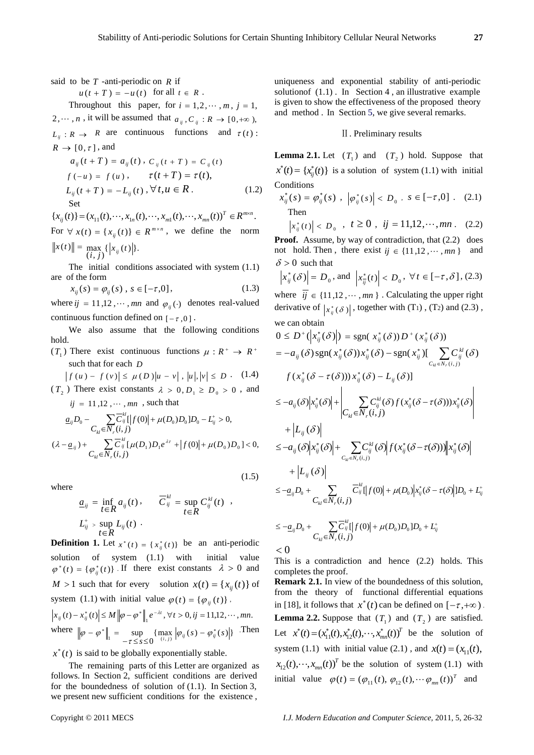said to be $T$ -anti-periodic on $R$ if

$$u(t+T) = -u(t) \quad \text{for all } t \in R.$$

Throughout this paper, for $i = 1, 2, \cdots, m$, $j = 1, 2, \cdots, n$, it will be assumed that $a_{ij}, C_{ij} : R \to [0, +\infty)$, $L_{ij} : R \to R$ are continuous functions and $\tau(t) : R \to [0, \tau]$, and

$$\begin{aligned} &a_{ij}(t+T) = a_{ij}(t), \; C_{ij}(t+T) = C_{ij}(t) \\ &f(-u) = f(u), \qquad \tau(t+T) = \tau(t), \\ &L_{ij}(t+T) = -L_{ij}(t), \forall t, u \in R. \end{aligned} \tag{1.2}$$

Set

$$\{x_{ij}(t)\} = (x_{11}(t), \cdots, x_{1n}(t), \cdots, x_{m1}(t), \cdots, x_{mn}(t))^T \in R^{m \times n}.$$

For $\forall\, x(t) = \{x_{ij}(t)\} \in R^{m \times n}$, we define the norm $\|x(t)\| = \max_{(i,j)} \{|x_{ij}(t)|\}$.

The initial conditions associated with system (1.1) are of the form

$$x_{ij}(s) = \varphi_{ij}(s), \; s \in [-\tau, 0], \tag{1.3}$$

where $ij = 11, 12, \cdots, mn$ and $\varphi_{ij}(\cdot)$ denotes real-valued continuous function defined on $[-\tau, 0]$.

We also assume that the following conditions hold.

$(T_1)$ There exist continuous functions $\mu : R^+ \to R^+$ such that for each $D$

$$|f(u) - f(v)| \le \mu(D)|u - v|, \; |u|, |v| \le D. \tag{1.4}$$

$(T_2)$ There exist constants $\lambda > 0, D_1 \ge D_0 > 0$, and $ij = 11, 12, \cdots, mn$, such that

$$\begin{aligned} &\underline{a}_{ij} D_0 - \sum_{C_{kl} \in N_r(i,j)} \overline{C}_{ij}^{kl} [|f(0)| + \mu(D_0) D_0] D_0 - L_{ij}^+ > 0, \\ &(\lambda - \underline{a}_{ij}) + \sum_{C_{kl} \in N_r(i,j)} \overline{C}_{ij}^{kl} [\mu(D_1) D_1 e^{\lambda \tau} + |f(0)| + \mu(D_0) D_0] < 0, \end{aligned} \tag{1.5}$$

where

$$\underline{a}_{ij} = \inf_{t \in R} a_{ij}(t), \qquad \overline{C}_{ij}^{kl} = \sup_{t \in R} C_{ij}^{kl}(t),$$

$$L_{ij}^+ > \sup_{t \in R} L_{ij}(t).$$

**Definition 1.** Let $x^*(t) = \{x_{ij}^*(t)\}$ be an anti-periodic solution of system (1.1) with initial value $\varphi^*(t) = \{\varphi_{ij}^*(t)\}$. If there exist constants $\lambda > 0$ and $M > 1$ such that for every solution $x(t) = \{x_{ij}(t)\}$ of system (1.1) with initial value $\varphi(t) = \{\varphi_{ij}(t)\}$,

$$|x_{ij}(t) - x_{ij}^*(t)| \le M \|\varphi - \varphi^*\|_1 e^{-\lambda t}, \forall t > 0, ij = 11, 12, \cdots, mn.$$

where $\|\varphi - \varphi^*\|_1 = \sup_{-\tau \le s \le 0} \{\max_{(i,j)} |\varphi_{ij}(s) - \varphi_{ij}^*(s)|\}$. Then $x^*(t)$ is said to be globally exponentially stable.

The remaining parts of this Letter are organized as follows. In Section 2, sufficient conditions are derived for the boundedness of solution of (1.1). In Section 3, we present new sufficient conditions for the existence, uniqueness and exponential stability of anti-periodic solutionof (1.1). In Section 4, an illustrative example is given to show the effectiveness of the proposed theory and method. In Section 5, we give several remarks.

## II. Preliminary results

**Lemma 2.1.** Let $(T_1)$ and $(T_2)$ hold. Suppose that $x^*(t) = \{x_{ij}^*(t)\}$ is a solution of system (1.1) with initial Conditions

$$x_{ij}^*(s) = \varphi_{ij}^*(s), \; |\varphi_{ij}^*(s)| < D_0, \; s \in [-\tau, 0]. \tag{2.1}$$

Then

$$|x_{ij}^*(t)| < D_0, \; t \ge 0, \; ij = 11, 12, \cdots, mn. \tag{2.2}$$

**Proof.** Assume, by way of contradiction, that (2.2) does not hold. Then, there exist $ij \in \{11, 12, \cdots, mn\}$ and $\delta > 0$ such that

$$|x_{ij}^*(\delta)| = D_0, \text{ and } |x_{\overline{ij}}^*(t)| < D_0, \; \forall t \in [-\tau, \delta], \tag{2.3}$$

where $\overline{ij} \in \{11, 12, \cdots, mn\}$. Calculating the upper right derivative of $|x_{ij}^*(\delta)|$, together with (T1), (T2) and (2.3), we can obtain

$$\begin{aligned} 0 &\le D^+(|x_{ij}^*(\delta)|) = \operatorname{sgn}(x_{ij}^*(\delta)) D^+(x_{ij}^*(\delta)) \\ &= -a_{ij}(\delta) \operatorname{sgn}(x_{ij}^*(\delta)) x_{ij}^*(\delta) - \operatorname{sgn}(x_{ij}^*)[\sum_{C_{kl} \in N_r(i,j)} C_{ij}^{kl}(\delta) \\ &\quad f(x_{ij}^*(\delta - \tau(\delta))) x_{ij}^*(\delta) - L_{ij}(\delta)] \\ &\le -a_{ij}(\delta)|x_{ij}^*(\delta)| + \left| \sum_{C_{kl} \in N_r(i,j)} C_{ij}^{kl}(\delta) f(x_{ij}^*(\delta - \tau(\delta))) x_{ij}^*(\delta) \right| \\ &\quad + |L_{ij}(\delta)| \\ &\le -a_{ij}(\delta)|x_{ij}^*(\delta)| + \sum_{C_{kl} \in N_r(i,j)} C_{ij}^{kl}(\delta) |f(x_{ij}^*(\delta - \tau(\delta)))| |x_{ij}^*(\delta)| \\ &\quad + |L_{ij}(\delta)| \\ &\le -\underline{a}_{ij} D_0 + \sum_{C_{kl} \in N_r(i,j)} \overline{C}_{ij}^{kl} [|f(0)| + \mu(D_0)|x_{ij}^*(\delta - \tau(\delta)|] D_0 + L_{ij}^+ \\ &\le -\underline{a}_{ij} D_0 + \sum_{C_{kl} \in N_r(i,j)} \overline{C}_{ij}^{kl} [|f(0)| + \mu(D_0) D_0] D_0 + L_{ij}^+ \\ &< 0 \end{aligned}$$

This is a contradiction and hence (2.2) holds. This completes the proof.

**Remark 2.1.** In view of the boundedness of this solution, from the theory of functional differential equations in [18], it follows that $x^*(t)$ can be defined on $[-\tau, +\infty)$.

**Lemma 2.2.** Suppose that $(T_1)$ and $(T_2)$ are satisfied. Let $x^*(t) = (x_{11}^*(t), x_{12}^*(t), \cdots, x_{mn}^*(t))^T$ be the solution of system (1.1) with initial value (2.1), and $x(t) = (x_{11}(t), x_{12}(t), \cdots, x_{mn}(t))^T$ be the solution of system (1.1) with initial value $\varphi(t) = (\varphi_{11}(t), \varphi_{12}(t), \cdots \varphi_{mn}(t))^T$ and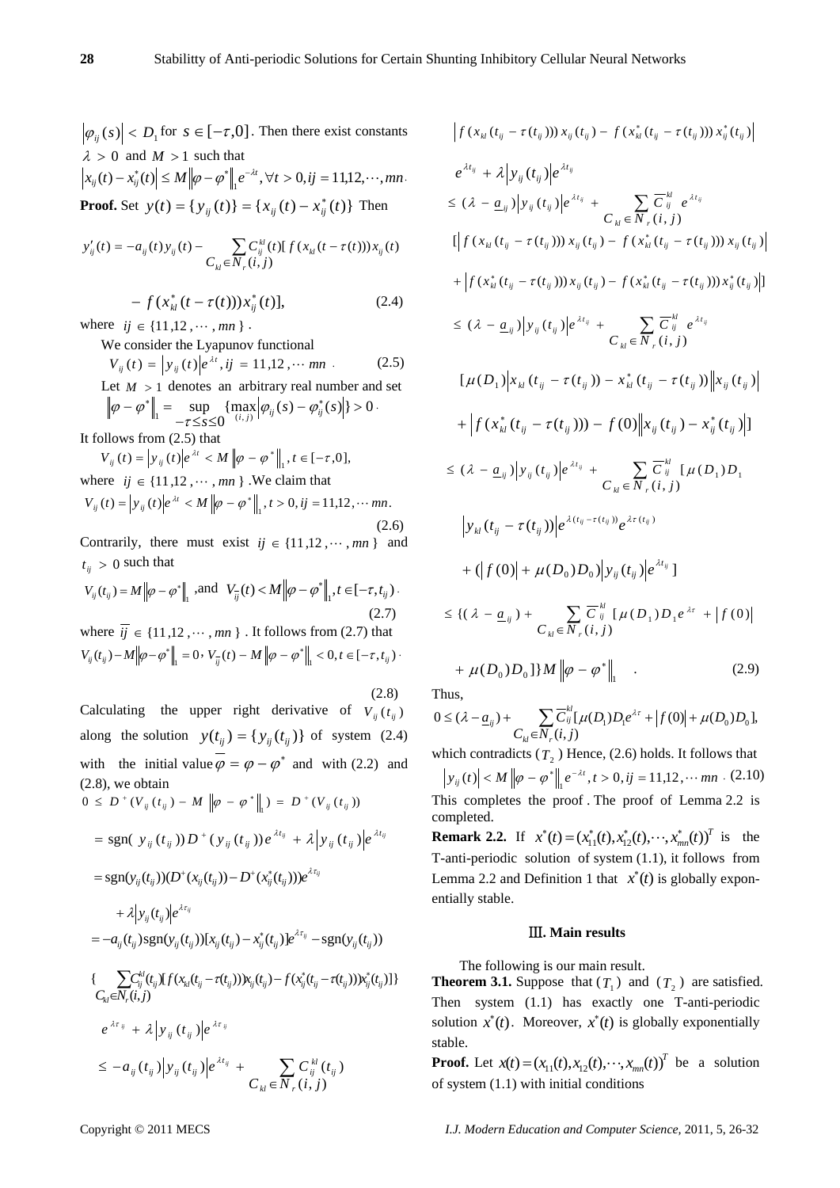$\left|\varphi_{ij}(s)\right| < D_1$ for $s \in [-\tau, 0]$. Then there exist constants $\lambda > 0$ and $M > 1$ such that $\left|x_{ij}(t) - x_{ij}^*(t)\right| \le M\left\|\varphi - \varphi^*\right\|_1 e^{-\lambda t}, \forall t > 0, ij = 11, 12, \cdots, mn$.

**Proof.** Set $y(t) = \{y_{ij}(t)\} = \{x_{ij}(t) - x_{ij}^*(t)\}$ Then

$$y'_{ij}(t) = -a_{ij}(t)y_{ij}(t) - \sum_{C_{kl} \in N_r(i,j)} C_{ij}^{kl}(t)[f(x_{kl}(t - \tau(t)))x_{ij}(t)$$

$$- f(x_{kl}^*(t - \tau(t)))x_{ij}^*(t)], \tag{2.4}$$

where $ij \in \{11, 12, \cdots, mn\}$.

We consider the Lyapunov functional

$$V_{ij}(t) = \left|y_{ij}(t)\right| e^{\lambda t}, ij = 11, 12, \cdots mn. \tag{2.5}$$

Let $M > 1$ denotes an arbitrary real number and set $\left\|\varphi - \varphi^*\right\|_1 = \sup_{-\tau \le s \le 0} \{\max_{(i,j)} \left|\varphi_{ij}(s) - \varphi_{ij}^*(s)\right|\} > 0$.

It follows from (2.5) that

$$V_{ij}(t) = \left|y_{ij}(t)\right| e^{\lambda t} < M\left\|\varphi - \varphi^*\right\|_1, t \in [-\tau, 0],$$

where $ij \in \{11, 12, \cdots, mn\}$. We claim that

$$V_{ij}(t) = \left|y_{ij}(t)\right| e^{\lambda t} < M\left\|\varphi - \varphi^*\right\|_1, t > 0, ij = 11, 12, \cdots mn. \tag{2.6}$$

Contrarily, there must exist $ij \in \{11, 12, \cdots, mn\}$ and $t_{ij} > 0$ such that

$$V_{ij}(t_{ij}) = M\left\|\varphi - \varphi^*\right\|_1, \text{and } V_{\overline{ij}}(t) < M\left\|\varphi - \varphi^*\right\|_1, t \in [-\tau, t_{ij}). \tag{2.7}$$

where $\overline{ij} \in \{11, 12, \cdots, mn\}$. It follows from (2.7) that

$$V_{ij}(t_{ij}) - M\left\|\varphi - \varphi^*\right\|_1 = 0, \; V_{\overline{ij}}(t) - M\left\|\varphi - \varphi^*\right\|_1 < 0, t \in [-\tau, t_{ij}). \tag{2.8}$$

Calculating the upper right derivative of $V_{ij}(t_{ij})$ along the solution $y(t_{ij}) = \{y_{ij}(t_{ij})\}$ of system (2.4) with the initial value $\overline{\varphi} = \varphi - \varphi^*$ and with (2.2) and (2.8), we obtain

$$0 \le D^+(V_{ij}(t_{ij}) - M\left\|\varphi - \varphi^*\right\|_1) = D^+(V_{ij}(t_{ij}))$$

$$= \operatorname{sgn}(y_{ij}(t_{ij}))D^+(y_{ij}(t_{ij}))e^{\lambda t_{ij}} + \lambda\left|y_{ij}(t_{ij})\right|e^{\lambda t_{ij}}$$

$$= \operatorname{sgn}(y_{ij}(t_{ij}))(D^+(x_{ij}(t_{ij})) - D^+(x_{ij}^*(t_{ij})))e^{\lambda \tau_{ij}}$$

$$+ \lambda\left|y_{ij}(t_{ij})\right|e^{\lambda \tau_{ij}}$$

$$= -a_{ij}(t_{ij})\operatorname{sgn}(y_{ij}(t_{ij}))[x_{ij}(t_{ij}) - x_{ij}^*(t_{ij})]e^{\lambda \tau_{ij}} - \operatorname{sgn}(y_{ij}(t_{ij}))$$

$$\{\sum_{C_{kl} \in N_r(i,j)} C_{ij}^{kl}(t_{ij})[f(x_{kl}(t_{ij} - \tau(t_{ij})))x_{ij}(t_{ij}) - f(x_{ij}^*(t_{ij} - \tau(t_{ij})))x_{ij}^*(t_{ij})]\}$$

$$e^{\lambda \tau_{ij}} + \lambda\left|y_{ij}(t_{ij})\right|e^{\lambda \tau_{ij}}$$

$$\le -a_{ij}(t_{ij})\left|y_{ij}(t_{ij})\right|e^{\lambda t_{ij}} + \sum_{C_{kl} \in N_r(i,j)} C_{ij}^{kl}(t_{ij})$$

$$\left|f(x_{kl}(t_{ij} - \tau(t_{ij})))x_{ij}(t_{ij}) - f(x_{kl}^*(t_{ij} - \tau(t_{ij})))x_{ij}^*(t_{ij})\right|$$

$$e^{\lambda t_{ij}} + \lambda\left|y_{ij}(t_{ij})\right|e^{\lambda t_{ij}}$$

$$\le (\lambda - \underline{a}_{ij})\left|y_{ij}(t_{ij})\right|e^{\lambda t_{ij}} + \sum_{C_{kl} \in N_r(i,j)} \overline{C}_{ij}^{kl} e^{\lambda t_{ij}}$$

$$[\left|f(x_{kl}(t_{ij} - \tau(t_{ij})))x_{ij}(t_{ij}) - f(x_{kl}^*(t_{ij} - \tau(t_{ij})))x_{ij}(t_{ij})\right|$$

$$+ \left|f(x_{kl}^*(t_{ij} - \tau(t_{ij})))x_{ij}(t_{ij}) - f(x_{kl}^*(t_{ij} - \tau(t_{ij})))x_{ij}^*(t_{ij})\right|]$$

$$\le (\lambda - \underline{a}_{ij})\left|y_{ij}(t_{ij})\right|e^{\lambda t_{ij}} + \sum_{C_{kl} \in N_r(i,j)} \overline{C}_{ij}^{kl} e^{\lambda t_{ij}}$$

$$[\mu(D_1)\left|x_{kl}(t_{ij} - \tau(t_{ij})) - x_{kl}^*(t_{ij} - \tau(t_{ij}))\right|\left|x_{ij}(t_{ij})\right|$$

$$+ \left|f(x_{kl}^*(t_{ij} - \tau(t_{ij}))) - f(0)\right|\left|x_{ij}(t_{ij}) - x_{ij}^*(t_{ij})\right|]$$

$$\le (\lambda - \underline{a}_{ij})\left|y_{ij}(t_{ij})\right|e^{\lambda t_{ij}} + \sum_{C_{kl} \in N_r(i,j)} \overline{C}_{ij}^{kl}[\mu(D_1)D_1$$

$$\left|y_{kl}(t_{ij} - \tau(t_{ij}))\right|e^{\lambda(t_{ij} - \tau(t_{ij}))}e^{\lambda \tau(t_{ij})}$$

$$+ (\left|f(0)\right| + \mu(D_0)D_0)\left|y_{ij}(t_{ij})\right|e^{\lambda t_{ij}}]$$

$$\le \{(\lambda - \underline{a}_{ij}) + \sum_{C_{kl} \in N_r(i,j)} \overline{C}_{ij}^{kl}[\mu(D_1)D_1 e^{\lambda \tau} + \left|f(0)\right|$$

$$+ \mu(D_0)D_0]\}M\left\|\varphi - \varphi^*\right\|_1. \tag{2.9}$$

Thus,

$$0 \le (\lambda - \underline{a}_{ij}) + \sum_{C_{kl} \in N_r(i,j)} \overline{C}_{ij}^{kl}[\mu(D_1)D_1 e^{\lambda \tau} + \left|f(0)\right| + \mu(D_0)D_0],$$

which contradicts $(T_2)$ Hence, (2.6) holds. It follows that

$$\left|y_{ij}(t)\right| < M\left\|\varphi - \varphi^*\right\|_1 e^{-\lambda t}, t > 0, ij = 11, 12, \cdots mn. \tag{2.10}$$

This completes the proof. The proof of Lemma 2.2 is completed.

**Remark 2.2.** If $x^*(t) = (x_{11}^*(t), x_{12}^*(t), \cdots, x_{mn}^*(t))^T$ is the T-anti-periodic solution of system (1.1), it follows from Lemma 2.2 and Definition 1 that $x^*(t)$ is globally exponentially stable.

## III. Main results

The following is our main result.

**Theorem 3.1.** Suppose that $(T_1)$ and $(T_2)$ are satisfied. Then system (1.1) has exactly one T-anti-periodic solution $x^*(t)$. Moreover, $x^*(t)$ is globally exponentially stable.

**Proof.** Let $x(t) = (x_{11}(t), x_{12}(t), \cdots, x_{mn}(t))^T$ be a solution of system (1.1) with initial conditions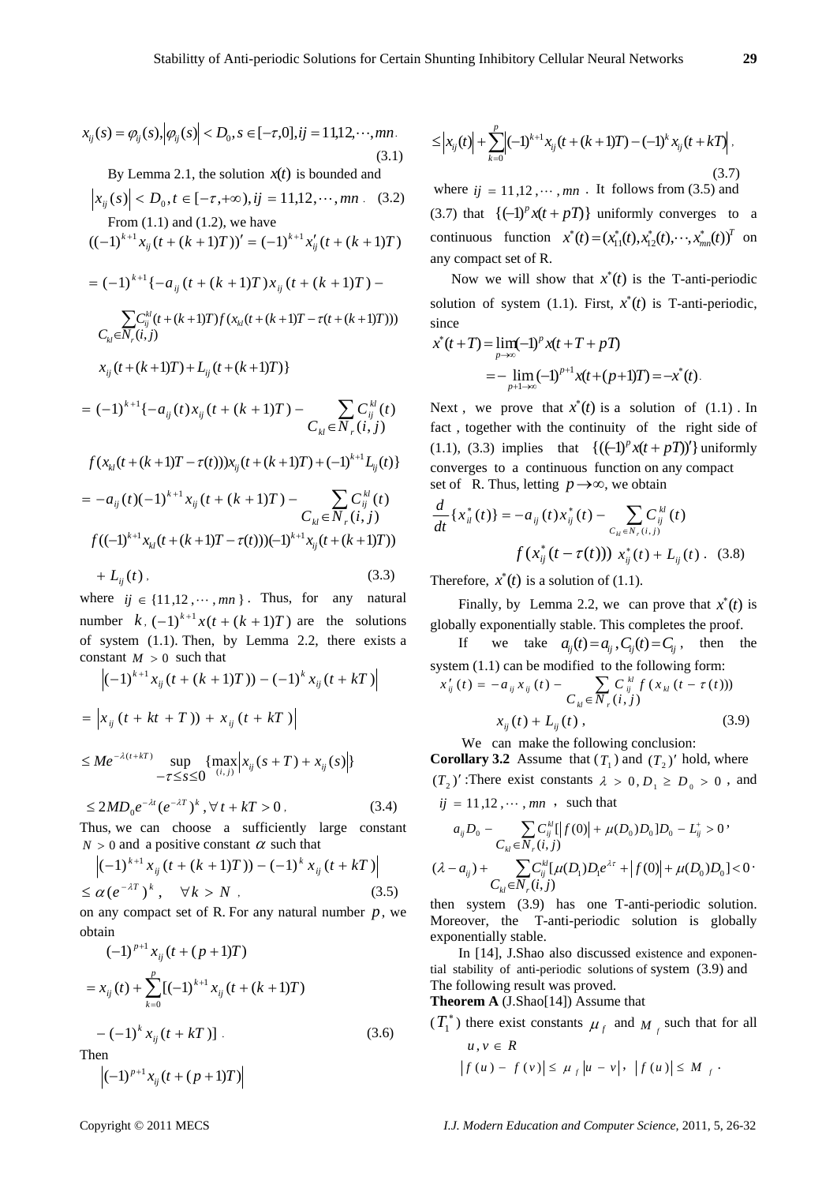$$x_{ij}(s) = \varphi_{ij}(s), \left|\varphi_{ij}(s)\right| < D_0, s \in [-\tau, 0], ij = 11, 12, \cdots, mn. \quad (3.1)$$

By Lemma 2.1, the solution $x(t)$ is bounded and

$$\left|x_{ij}(s)\right| < D_0, t \in [-\tau, +\infty), ij = 11, 12, \cdots, mn. \quad (3.2)$$

From (1.1) and (1.2), we have

$$((-1)^{k+1} x_{ij}(t+(k+1)T))' = (-1)^{k+1} x'_{ij}(t+(k+1)T)$$

$$= (-1)^{k+1}\{-a_{ij}(t+(k+1)T)x_{ij}(t+(k+1)T) - \sum_{C_{kl}\in N_r(i,j)} C_{ij}^{kl}(t+(k+1)T) f(x_{kl}(t+(k+1)T-\tau(t+(k+1)T))) x_{ij}(t+(k+1)T) + L_{ij}(t+(k+1)T)\}$$

$$= (-1)^{k+1}\{-a_{ij}(t)x_{ij}(t+(k+1)T) - \sum_{C_{kl}\in N_r(i,j)} C_{ij}^{kl}(t) f(x_{kl}(t+(k+1)T-\tau(t)))x_{ij}(t+(k+1)T) + (-1)^{k+1} L_{ij}(t)\}$$

$$= -a_{ij}(t)(-1)^{k+1} x_{ij}(t+(k+1)T) - \sum_{C_{kl}\in N_r(i,j)} C_{ij}^{kl}(t) f((-1)^{k+1} x_{kl}(t+(k+1)T-\tau(t)))(-1)^{k+1} x_{ij}(t+(k+1)T)) + L_{ij}(t), \quad (3.3)$$

where $ij \in \{11, 12, \cdots, mn\}$. Thus, for any natural number $k$, $(-1)^{k+1} x(t+(k+1)T)$ are the solutions of system (1.1). Then, by Lemma 2.2, there exists a constant $M > 0$ such that

$$\left|(-1)^{k+1} x_{ij}(t+(k+1)T)) - (-1)^k x_{ij}(t+kT)\right|$$

$$= \left|x_{ij}(t+kt+T)) + x_{ij}(t+kT)\right|$$

$$\leq Me^{-\lambda(t+kT)} \sup_{-\tau\leq s\leq 0} \{\max_{(i,j)} \left|x_{ij}(s+T) + x_{ij}(s)\right|\}$$

$$\leq 2MD_0 e^{-\lambda t}(e^{-\lambda T})^k, \forall t + kT > 0. \quad (3.4)$$

Thus, we can choose a sufficiently large constant $N > 0$ and a positive constant $\alpha$ such that

$$\left|(-1)^{k+1} x_{ij}(t+(k+1)T)) - (-1)^k x_{ij}(t+kT)\right| \leq \alpha (e^{-\lambda T})^k, \quad \forall k > N, \quad (3.5)$$

on any compact set of R. For any natural number $p$, we obtain

$$(-1)^{p+1} x_{ij}(t+(p+1)T) = x_{ij}(t) + \sum_{k=0}^{p}[(-1)^{k+1} x_{ij}(t+(k+1)T) - (-1)^k x_{ij}(t+kT)]. \quad (3.6)$$

Then

$$\left|(-1)^{p+1} x_{ij}(t+(p+1)T)\right| \leq \left|x_{ij}(t)\right| + \sum_{k=0}^{p}\left|(-1)^{k+1} x_{ij}(t+(k+1)T) - (-1)^k x_{ij}(t+kT)\right|, \quad (3.7)$$

where $ij = 11, 12, \cdots, mn$. It follows from (3.5) and (3.7) that $\{(-1)^p x(t+pT)\}$ uniformly converges to a continuous function $x^*(t) = (x^*_{11}(t), x^*_{12}(t), \cdots, x^*_{mn}(t))^T$ on any compact set of R.

Now we will show that $x^*(t)$ is the T-anti-periodic solution of system (1.1). First, $x^*(t)$ is T-anti-periodic, since

$$x^*(t+T) = \lim_{p\to\infty}(-1)^p x(t+T+pT) = -\lim_{p+1\to\infty}(-1)^{p+1} x(t+(p+1)T) = -x^*(t).$$

Next, we prove that $x^*(t)$ is a solution of (1.1). In fact, together with the continuity of the right side of (1.1), (3.3) implies that $\{((-1)^p x(t+pT))'\}$ uniformly converges to a continuous function on any compact set of R. Thus, letting $p\to\infty$, we obtain

$$\frac{d}{dt}\{x^*_{il}(t)\} = -a_{ij}(t)x^*_{ij}(t) - \sum_{C_{kl}\in N_r(i,j)} C_{ij}^{kl}(t) f(x^*_{ij}(t-\tau(t)))\, x^*_{ij}(t) + L_{ij}(t). \quad (3.8)$$

Therefore, $x^*(t)$ is a solution of (1.1).

Finally, by Lemma 2.2, we can prove that $x^*(t)$ is globally exponentially stable. This completes the proof.

If we take $a_{ij}(t) = a_{ij}, C_{ij}(t) = C_{ij}$, then the system (1.1) can be modified to the following form:

$$x'_{ij}(t) = -a_{ij}x_{ij}(t) - \sum_{C_{kl}\in N_r(i,j)} C_{ij}^{kl} f(x_{kl}(t-\tau(t))) x_{ij}(t) + L_{ij}(t), \quad (3.9)$$

We can make the following conclusion:

**Corollary 3.2** Assume that $(T_1)$ and $(T_2)'$ hold, where $(T_2)'$: There exist constants $\lambda > 0, D_1 \geq D_0 > 0$, and $ij = 11, 12, \cdots, mn$, such that

$$a_{ij}D_0 - \sum_{C_{kl}\in N_r(i,j)} C_{ij}^{kl}[\left|f(0)\right| + \mu(D_0)D_0]D_0 - L^+_{ij} > 0,$$

$$(\lambda - a_{ij}) + \sum_{C_{kl}\in N_r(i,j)} C_{ij}^{kl}[\mu(D_1)D_1 e^{\lambda\tau} + \left|f(0)\right| + \mu(D_0)D_0] < 0.$$

then system (3.9) has one T-anti-periodic solution. Moreover, the T-anti-periodic solution is globally exponentially stable.

In [14], J.Shao also discussed existence and exponential stability of anti-periodic solutions of system (3.9) and The following result was proved.

**Theorem A** (J.Shao[14]) Assume that

$(T_1^*)$ there exist constants $\mu_f$ and $M_f$ such that for all $u, v \in R$

$$\left|f(u) - f(v)\right| \leq \mu_f \left|u - v\right|, \quad \left|f(u)\right| \leq M_f.$$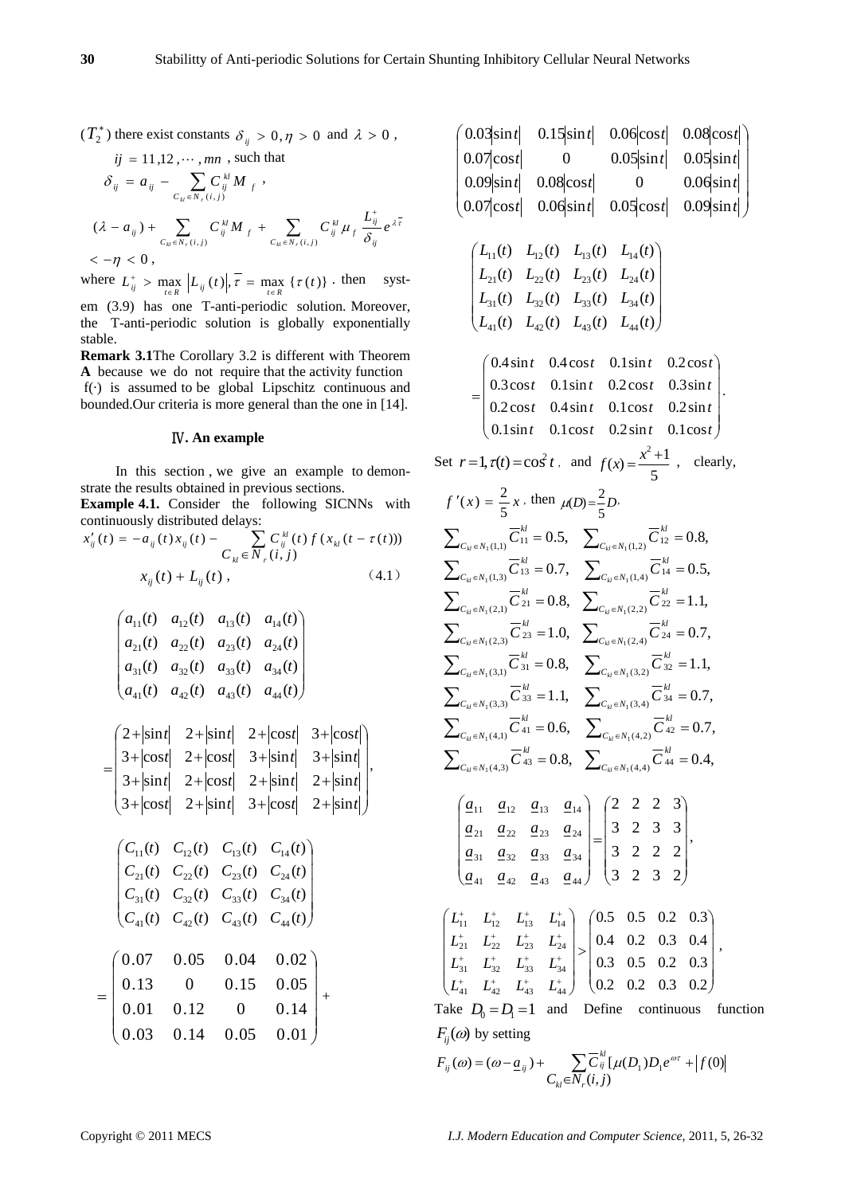($T_2^*$) there exist constants $\delta_{ij} > 0, \eta > 0$ and $\lambda > 0$, $ij = 11, 12, \cdots, mn$, such that

$$\delta_{ij} = a_{ij} - \sum_{C_{kl} \in N_r(i,j)} C_{ij}^{kl} M_f,$$

$$(\lambda - a_{ij}) + \sum_{C_{kl} \in N_r(i,j)} C_{ij}^{kl} M_f + \sum_{C_{kl} \in N_r(i,j)} C_{ij}^{kl} \mu_f \frac{L_{ij}^+}{\delta_{ij}} e^{\lambda \bar{\tau}} < -\eta < 0,$$

where $L_{ij}^+ > \max_{t \in R} |L_{ij}(t)|, \bar{\tau} = \max_{t \in R} \{\tau(t)\}$. then system (3.9) has one T-anti-periodic solution. Moreover, the T-anti-periodic solution is globally exponentially stable.

**Remark 3.1** The Corollary 3.2 is different with Theorem **A** because we do not require that the activity function f(·) is assumed to be global Lipschitz continuous and bounded. Our criteria is more general than the one in [14].

## Ⅳ. An example

In this section, we give an example to demonstrate the results obtained in previous sections.

**Example 4.1.** Consider the following SICNNs with continuously distributed delays:

$$x'_{ij}(t) = -a_{ij}(t)x_{ij}(t) - \sum_{C_{kl} \in N_r(i,j)} C_{ij}^{kl}(t) f(x_{kl}(t - \tau(t))) x_{ij}(t) + L_{ij}(t), \tag{4.1}$$

$$\begin{pmatrix} a_{11}(t) & a_{12}(t) & a_{13}(t) & a_{14}(t) \\ a_{21}(t) & a_{22}(t) & a_{23}(t) & a_{24}(t) \\ a_{31}(t) & a_{32}(t) & a_{33}(t) & a_{34}(t) \\ a_{41}(t) & a_{42}(t) & a_{43}(t) & a_{44}(t) \end{pmatrix}$$

$$= \begin{pmatrix} 2+|\sin t| & 2+|\sin t| & 2+|\cos t| & 3+|\cos t| \\ 3+|\cos t| & 2+|\cos t| & 3+|\sin t| & 3+|\sin t| \\ 3+|\sin t| & 2+|\cos t| & 2+|\sin t| & 2+|\sin t| \\ 3+|\cos t| & 2+|\sin t| & 3+|\cos t| & 2+|\sin t| \end{pmatrix},$$

$$\begin{pmatrix} C_{11}(t) & C_{12}(t) & C_{13}(t) & C_{14}(t) \\ C_{21}(t) & C_{22}(t) & C_{23}(t) & C_{24}(t) \\ C_{31}(t) & C_{32}(t) & C_{33}(t) & C_{34}(t) \\ C_{41}(t) & C_{42}(t) & C_{43}(t) & C_{44}(t) \end{pmatrix}$$

$$= \begin{pmatrix} 0.07 & 0.05 & 0.04 & 0.02 \\ 0.13 & 0 & 0.15 & 0.05 \\ 0.01 & 0.12 & 0 & 0.14 \\ 0.03 & 0.14 & 0.05 & 0.01 \end{pmatrix} +$$

$$\begin{pmatrix} 0.03|\sin t| & 0.15|\sin t| & 0.06|\cos t| & 0.08|\cos t| \\ 0.07|\cos t| & 0 & 0.05|\sin t| & 0.05|\sin t| \\ 0.09|\sin t| & 0.08|\cos t| & 0 & 0.06|\sin t| \\ 0.07|\cos t| & 0.06|\sin t| & 0.05|\cos t| & 0.09|\sin t| \end{pmatrix}$$

$$\begin{pmatrix} L_{11}(t) & L_{12}(t) & L_{13}(t) & L_{14}(t) \\ L_{21}(t) & L_{22}(t) & L_{23}(t) & L_{24}(t) \\ L_{31}(t) & L_{32}(t) & L_{33}(t) & L_{34}(t) \\ L_{41}(t) & L_{42}(t) & L_{43}(t) & L_{44}(t) \end{pmatrix}$$

$$= \begin{pmatrix} 0.4\sin t & 0.4\cos t & 0.1\sin t & 0.2\cos t \\ 0.3\cos t & 0.1\sin t & 0.2\cos t & 0.3\sin t \\ 0.2\cos t & 0.4\sin t & 0.1\cos t & 0.2\sin t \\ 0.1\sin t & 0.1\cos t & 0.2\sin t & 0.1\cos t \end{pmatrix}.$$

Set $r = 1, \tau(t) = \cos^2 t$, and $f(x) = \frac{x^2+1}{5}$, clearly, $f'(x) = \frac{2}{5}x$, then $\mu(D) = \frac{2}{5}D$,

$$\sum_{C_{kl} \in N_1(1,1)} \overline{C}_{11}^{kl} = 0.5, \quad \sum_{C_{kl} \in N_1(1,2)} \overline{C}_{12}^{kl} = 0.8,$$
$$\sum_{C_{kl} \in N_1(1,3)} \overline{C}_{13}^{kl} = 0.7, \quad \sum_{C_{kl} \in N_1(1,4)} \overline{C}_{14}^{kl} = 0.5,$$
$$\sum_{C_{kl} \in N_1(2,1)} \overline{C}_{21}^{kl} = 0.8, \quad \sum_{C_{kl} \in N_1(2,2)} \overline{C}_{22}^{kl} = 1.1,$$
$$\sum_{C_{kl} \in N_1(2,3)} \overline{C}_{23}^{kl} = 1.0, \quad \sum_{C_{kl} \in N_1(2,4)} \overline{C}_{24}^{kl} = 0.7,$$
$$\sum_{C_{kl} \in N_1(3,1)} \overline{C}_{31}^{kl} = 0.8, \quad \sum_{C_{kl} \in N_1(3,2)} \overline{C}_{32}^{kl} = 1.1,$$
$$\sum_{C_{kl} \in N_1(3,3)} \overline{C}_{33}^{kl} = 1.1, \quad \sum_{C_{kl} \in N_1(3,4)} \overline{C}_{34}^{kl} = 0.7,$$
$$\sum_{C_{kl} \in N_1(4,1)} \overline{C}_{41}^{kl} = 0.6, \quad \sum_{C_{kl} \in N_1(4,2)} \overline{C}_{42}^{kl} = 0.7,$$
$$\sum_{C_{kl} \in N_1(4,3)} \overline{C}_{43}^{kl} = 0.8, \quad \sum_{C_{kl} \in N_1(4,4)} \overline{C}_{44}^{kl} = 0.4,$$

$$\begin{pmatrix} \underline{a}_{11} & \underline{a}_{12} & \underline{a}_{13} & \underline{a}_{14} \\ \underline{a}_{21} & \underline{a}_{22} & \underline{a}_{23} & \underline{a}_{24} \\ \underline{a}_{31} & \underline{a}_{32} & \underline{a}_{33} & \underline{a}_{34} \\ \underline{a}_{41} & \underline{a}_{42} & \underline{a}_{43} & \underline{a}_{44} \end{pmatrix} = \begin{pmatrix} 2 & 2 & 2 & 3 \\ 3 & 2 & 3 & 3 \\ 3 & 2 & 2 & 2 \\ 3 & 2 & 3 & 2 \end{pmatrix},$$

$$\begin{pmatrix} L_{11}^+ & L_{12}^+ & L_{13}^+ & L_{14}^+ \\ L_{21}^+ & L_{22}^+ & L_{23}^+ & L_{24}^+ \\ L_{31}^+ & L_{32}^+ & L_{33}^+ & L_{34}^+ \\ L_{41}^+ & L_{42}^+ & L_{43}^+ & L_{44}^+ \end{pmatrix} > \begin{pmatrix} 0.5 & 0.5 & 0.2 & 0.3 \\ 0.4 & 0.2 & 0.3 & 0.4 \\ 0.3 & 0.5 & 0.2 & 0.3 \\ 0.2 & 0.2 & 0.3 & 0.2 \end{pmatrix},$$

Take $D_0 = D_1 = 1$ and Define continuous function $F_{ij}(\omega)$ by setting

$$F_{ij}(\omega) = (\omega - \underline{a}_{ij}) + \sum_{C_{kl} \in N_r(i,j)} \overline{C}_{ij}^{kl} [\mu(D_1) D_1 e^{\omega\tau} + |f(0)|$$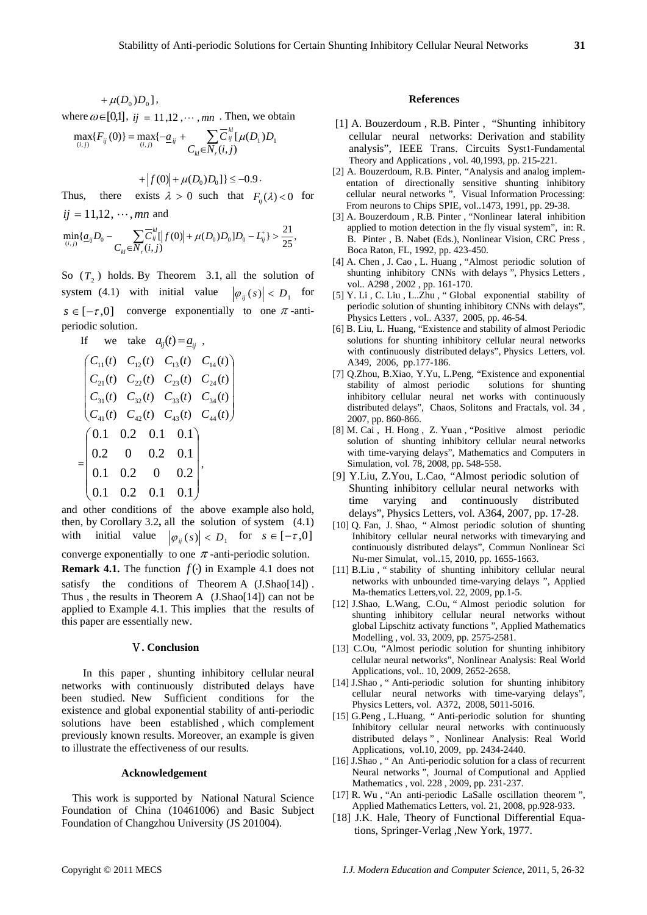$$+\mu(D_0)D_0],$$

where $\omega\in[0,1]$, $ij = 11, 12, \cdots, mn$. Then, we obtain

$$\max_{(i,j)}\{F_{ij}(0)\} = \max_{(i,j)}\{-\underline{a}_{ij} + \sum_{C_{kl}\in N_r(i,j)} \overline{C}_{ij}^{kl}[\mu(D_1)D_1$$

$$+|f(0)| + \mu(D_0)D_0]\} \leq -0.9.$$

Thus, there exists $\lambda > 0$ such that $F_{ij}(\lambda) < 0$ for $ij = 11, 12, \cdots, mn$ and

$$\min_{(i,j)}\{\underline{a}_{ij}D_0 - \sum_{C_{kl}\in N_r(i,j)} \overline{C}_{ij}^{kl}[|f(0)| + \mu(D_0)D_0]D_0 - L_{ij}^{+}\} > \frac{21}{25},$$

So ($T_2$) holds. By Theorem 3.1, all the solution of system (4.1) with initial value $|\varphi_{ij}(s)| < D_1$ for $s \in [-\tau, 0]$ converge exponentially to one $\pi$-anti-periodic solution.

If we take $a_{ij}(t) = \underline{a}_{ij}$,

$$\begin{pmatrix} C_{11}(t) & C_{12}(t) & C_{13}(t) & C_{14}(t) \\ C_{21}(t) & C_{22}(t) & C_{23}(t) & C_{24}(t) \\ C_{31}(t) & C_{32}(t) & C_{33}(t) & C_{34}(t) \\ C_{41}(t) & C_{42}(t) & C_{43}(t) & C_{44}(t) \end{pmatrix} = \begin{pmatrix} 0.1 & 0.2 & 0.1 & 0.1 \\ 0.2 & 0 & 0.2 & 0.1 \\ 0.1 & 0.2 & 0 & 0.2 \\ 0.1 & 0.2 & 0.1 & 0.1 \end{pmatrix},$$

and other conditions of the above example also hold, then, by Corollary 3.2**,** all the solution of system (4.1) with initial value $|\varphi_{ij}(s)| < D_1$ for $s \in [-\tau, 0]$ converge exponentially to one $\pi$-anti-periodic solution.

**Remark 4.1.** The function $f(\cdot)$ in Example 4.1 does not satisfy the conditions of Theorem A (J.Shao[14]). Thus, the results in Theorem A (J.Shao[14]) can not be applied to Example 4.1. This implies that the results of this paper are essentially new.

## Ⅴ. Conclusion

In this paper, shunting inhibitory cellular neural networks with continuously distributed delays have been studied. New Sufficient conditions for the existence and global exponential stability of anti-periodic solutions have been established, which complement previously known results. Moreover, an example is given to illustrate the effectiveness of our results.

## Acknowledgement

This work is supported by National Natural Science Foundation of China (10461006) and Basic Subject Foundation of Changzhou University (JS 201004).

## References

[1] A. Bouzerdoum, R.B. Pinter, "Shunting inhibitory cellular neural networks: Derivation and stability analysis", IEEE Trans. Circuits Syst1-Fundamental Theory and Applications, vol. 40,1993, pp. 215-221.

[2] A. Bouzerdoum, R.B. Pinter, "Analysis and analog implementation of directionally sensitive shunting inhibitory cellular neural networks", Visual Information Processing: From neurons to Chips SPIE, vol..1473, 1991, pp. 29-38.

[3] A. Bouzerdoum, R.B. Pinter, "Nonlinear lateral inhibition applied to motion detection in the fly visual system", in: R. B. Pinter, B. Nabet (Eds.), Nonlinear Vision, CRC Press, Boca Raton, FL, 1992, pp. 423-450.

[4] A. Chen, J. Cao, L. Huang, "Almost periodic solution of shunting inhibitory CNNs with delays", Physics Letters, vol.. A298, 2002, pp. 161-170.

[5] Y. Li, C. Liu, L..Zhu, "Global exponential stability of periodic solution of shunting inhibitory CNNs with delays", Physics Letters, vol.. A337, 2005, pp. 46-54.

[6] B. Liu, L. Huang, "Existence and stability of almost Periodic solutions for shunting inhibitory cellular neural networks with continuously distributed delays", Physics Letters, vol. A349, 2006, pp.177-186.

[7] Q.Zhou, B.Xiao, Y.Yu, L.Peng, "Existence and exponential stability of almost periodic solutions for shunting inhibitory cellular neural net works with continuously distributed delays", Chaos, Solitons and Fractals, vol. 34, 2007, pp. 860-866.

[8] M. Cai, H. Hong, Z. Yuan, "Positive almost periodic solution of shunting inhibitory cellular neural networks with time-varying delays", Mathematics and Computers in Simulation, vol. 78, 2008, pp. 548-558.

[9] Y.Liu, Z.You, L.Cao, "Almost periodic solution of Shunting inhibitory cellular neural networks with time varying and continuously distributed delays", Physics Letters, vol. A364, 2007, pp. 17-28.

[10] Q. Fan, J. Shao, "Almost periodic solution of shunting Inhibitory cellular neural networks with timevarying and continuously distributed delays", Commun Nonlinear Sci Nu-mer Simulat, vol..15, 2010, pp. 1655-1663.

[11] B.Liu, "stability of shunting inhibitory cellular neural networks with unbounded time-varying delays", Applied Ma-thematics Letters,vol. 22, 2009, pp.1-5.

[12] J.Shao, L.Wang, C.Ou, "Almost periodic solution for shunting inhibitory cellular neural networks without global Lipschitz activaty functions", Applied Mathematics Modelling, vol. 33, 2009, pp. 2575-2581.

[13] C.Ou, "Almost periodic solution for shunting inhibitory cellular neural networks", Nonlinear Analysis: Real World Applications, vol.. 10, 2009, 2652-2658.

[14] J.Shao, "Anti-periodic solution for shunting inhibitory cellular neural networks with time-varying delays", Physics Letters, vol. A372, 2008, 5011-5016.

[15] G.Peng, L.Huang, "Anti-periodic solution for shunting Inhibitory cellular neural networks with continuously distributed delays", Nonlinear Analysis: Real World Applications, vol.10, 2009, pp. 2434-2440.

[16] J.Shao, "An Anti-periodic solution for a class of recurrent Neural networks", Journal of Computional and Applied Mathematics, vol. 228, 2009, pp. 231-237.

[17] R. Wu, "An anti-periodic LaSalle oscillation theorem", Applied Mathematics Letters, vol. 21, 2008, pp.928-933.

[18] J.K. Hale, Theory of Functional Differential Equa-tions, Springer-Verlag ,New York, 1977.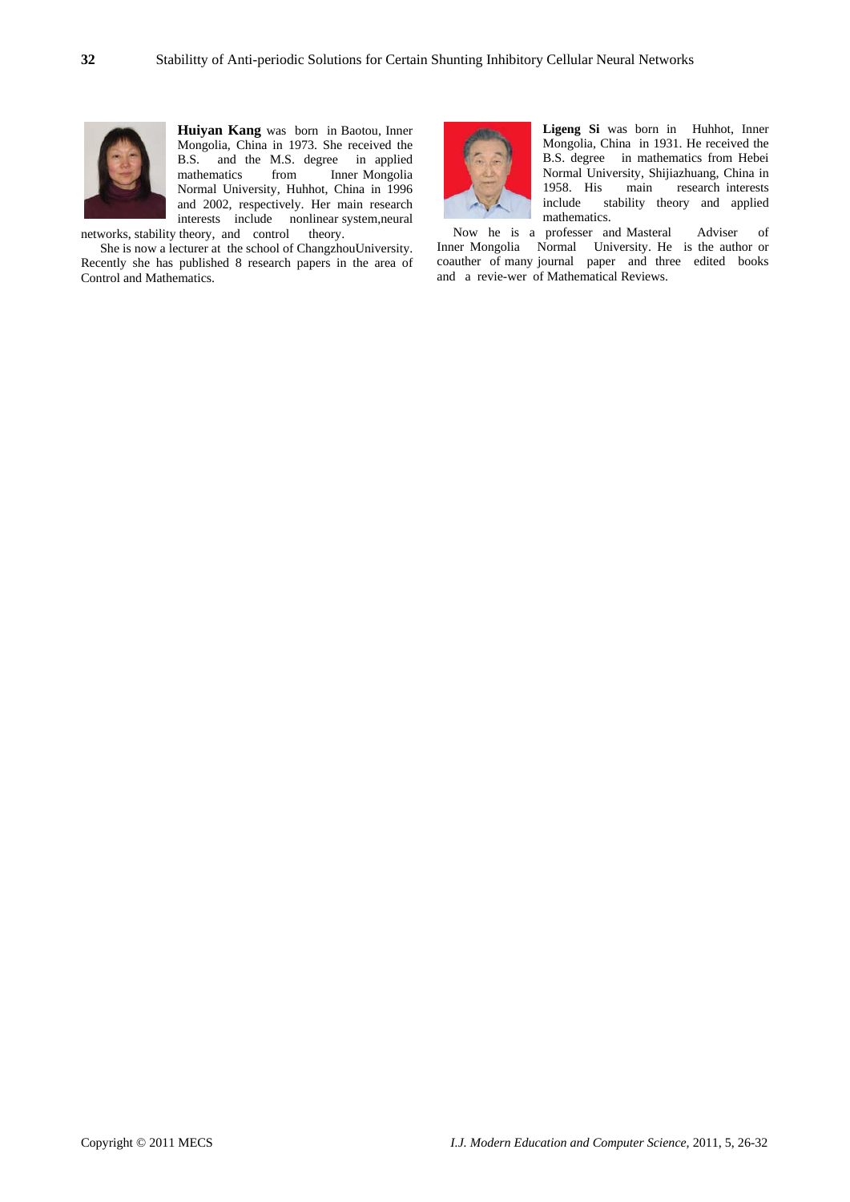**Huiyan Kang** was born in Baotou, Inner Mongolia, China in 1973. She received the B.S. and the M.S. degree in applied mathematics from Inner Mongolia Normal University, Huhhot, China in 1996 and 2002, respectively. Her main research interests include nonlinear system,neural networks, stability theory, and control theory.

She is now a lecturer at the school of ChangzhouUniversity. Recently she has published 8 research papers in the area of Control and Mathematics.

**Ligeng Si** was born in Huhhot, Inner Mongolia, China in 1931. He received the B.S. degree in mathematics from Hebei Normal University, Shijiazhuang, China in 1958. His main research interests include stability theory and applied mathematics.

Now he is a professer and Masteral Adviser of Inner Mongolia Normal University. He is the author or coauther of many journal paper and three edited books and a revie-wer of Mathematical Reviews.